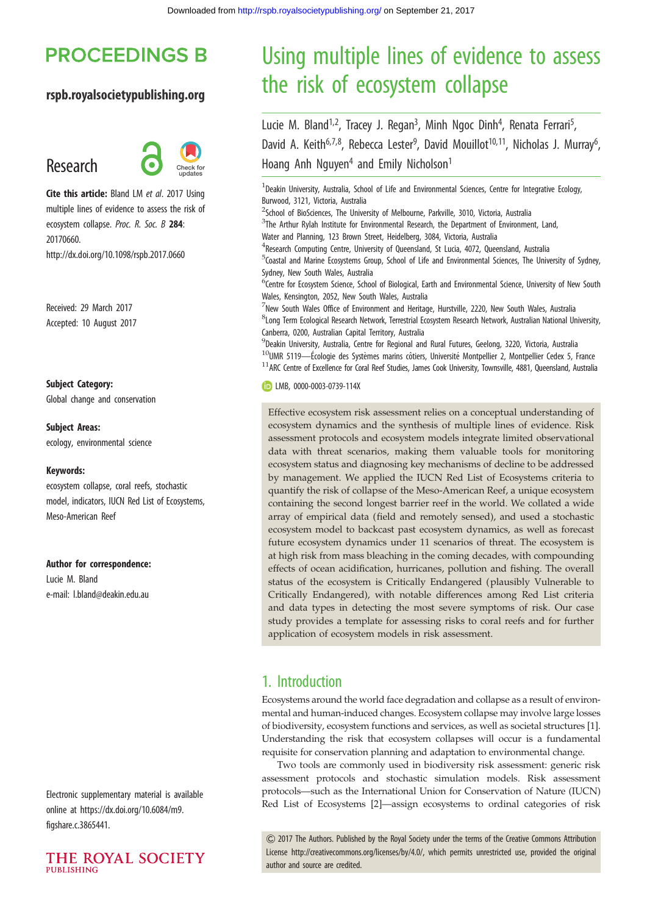# Using multiple lines of evidence to assess the risk of ecosystem collapse

Lucie M. Bland[1,2], Tracey J. Regan[3], Minh Ngoc Dinh[4], Renata Ferrari[5], David A. Keith[6,7,8], Rebecca Lester[9], David Mouillot[10,11], Nicholas J. Murray[6], Hoang Anh Nguyen[4] and Emily Nicholson[1]

[1]Deakin University, Australia, School of Life and Environmental Sciences, Centre for Integrative Ecology, Burwood, 3121, Victoria, Australia
[2]School of BioSciences, The University of Melbourne, Parkville, 3010, Victoria, Australia
[3]The Arthur Rylah Institute for Environmental Research, the Department of Environment, Land, Water and Planning, 123 Brown Street, Heidelberg, 3084, Victoria, Australia
[4]Research Computing Centre, University of Queensland, St Lucia, 4072, Queensland, Australia
[5]Coastal and Marine Ecosystems Group, School of Life and Environmental Sciences, The University of Sydney, Sydney, New South Wales, Australia
[6]Centre for Ecosystem Science, School of Biological, Earth and Environmental Science, University of New South Wales, Kensington, 2052, New South Wales, Australia
[7]New South Wales Office of Environment and Heritage, Hurstville, 2220, New South Wales, Australia
[8]Long Term Ecological Research Network, Terrestrial Ecosystem Research Network, Australian National University, Canberra, 0200, Australian Capital Territory, Australia
[9]Deakin University, Australia, Centre for Regional and Rural Futures, Geelong, 3220, Victoria, Australia
[10]UMR 5119—Écologie des Systèmes marins côtiers, Université Montpellier 2, Montpellier Cedex 5, France
[11]ARC Centre of Excellence for Coral Reef Studies, James Cook University, Townsville, 4881, Queensland, Australia

LMB, 0000-0003-0739-114X

**PROCEEDINGS B**

**rspb.royalsocietypublishing.org**

Research

**Cite this article:** Bland LM *et al*. 2017 Using multiple lines of evidence to assess the risk of ecosystem collapse. *Proc. R. Soc. B* **284**: 20170660.
http://dx.doi.org/10.1098/rspb.2017.0660

Received: 29 March 2017
Accepted: 10 August 2017

**Subject Category:**
Global change and conservation

**Subject Areas:**
ecology, environmental science

**Keywords:**
ecosystem collapse, coral reefs, stochastic model, indicators, IUCN Red List of Ecosystems, Meso-American Reef

**Author for correspondence:**
Lucie M. Bland
e-mail: l.bland@deakin.edu.au

Electronic supplementary material is available online at https://dx.doi.org/10.6084/m9.figshare.c.3865441.

Effective ecosystem risk assessment relies on a conceptual understanding of ecosystem dynamics and the synthesis of multiple lines of evidence. Risk assessment protocols and ecosystem models integrate limited observational data with threat scenarios, making them valuable tools for monitoring ecosystem status and diagnosing key mechanisms of decline to be addressed by management. We applied the IUCN Red List of Ecosystems criteria to quantify the risk of collapse of the Meso-American Reef, a unique ecosystem containing the second longest barrier reef in the world. We collated a wide array of empirical data (field and remotely sensed), and used a stochastic ecosystem model to backcast past ecosystem dynamics, as well as forecast future ecosystem dynamics under 11 scenarios of threat. The ecosystem is at high risk from mass bleaching in the coming decades, with compounding effects of ocean acidification, hurricanes, pollution and fishing. The overall status of the ecosystem is Critically Endangered (plausibly Vulnerable to Critically Endangered), with notable differences among Red List criteria and data types in detecting the most severe symptoms of risk. Our case study provides a template for assessing risks to coral reefs and for further application of ecosystem models in risk assessment.

## 1. Introduction

Ecosystems around the world face degradation and collapse as a result of environmental and human-induced changes. Ecosystem collapse may involve large losses of biodiversity, ecosystem functions and services, as well as societal structures [1]. Understanding the risk that ecosystem collapses will occur is a fundamental requisite for conservation planning and adaptation to environmental change.

Two tools are commonly used in biodiversity risk assessment: generic risk assessment protocols and stochastic simulation models. Risk assessment protocols—such as the International Union for Conservation of Nature (IUCN) Red List of Ecosystems [2]—assign ecosystems to ordinal categories of risk

© 2017 The Authors. Published by the Royal Society under the terms of the Creative Commons Attribution License http://creativecommons.org/licenses/by/4.0/, which permits unrestricted use, provided the original author and source are credited.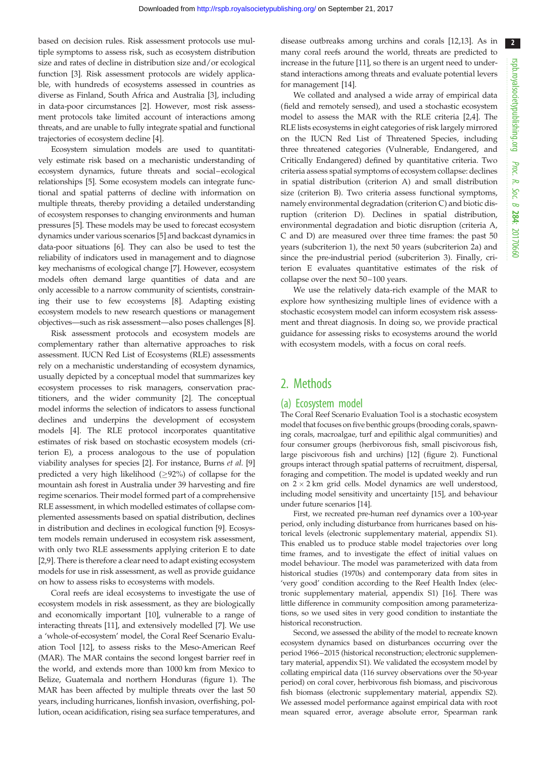based on decision rules. Risk assessment protocols use multiple symptoms to assess risk, such as ecosystem distribution size and rates of decline in distribution size and/or ecological function [3]. Risk assessment protocols are widely applicable, with hundreds of ecosystems assessed in countries as diverse as Finland, South Africa and Australia [3], including in data-poor circumstances [2]. However, most risk assessment protocols take limited account of interactions among threats, and are unable to fully integrate spatial and functional trajectories of ecosystem decline [4].

Ecosystem simulation models are used to quantitatively estimate risk based on a mechanistic understanding of ecosystem dynamics, future threats and social–ecological relationships [5]. Some ecosystem models can integrate functional and spatial patterns of decline with information on multiple threats, thereby providing a detailed understanding of ecosystem responses to changing environments and human pressures [5]. These models may be used to forecast ecosystem dynamics under various scenarios [5] and backcast dynamics in data-poor situations [6]. They can also be used to test the reliability of indicators used in management and to diagnose key mechanisms of ecological change [7]. However, ecosystem models often demand large quantities of data and are only accessible to a narrow community of scientists, constraining their use to few ecosystems [8]. Adapting existing ecosystem models to new research questions or management objectives—such as risk assessment—also poses challenges [8].

Risk assessment protocols and ecosystem models are complementary rather than alternative approaches to risk assessment. IUCN Red List of Ecosystems (RLE) assessments rely on a mechanistic understanding of ecosystem dynamics, usually depicted by a conceptual model that summarizes key ecosystem processes to risk managers, conservation practitioners, and the wider community [2]. The conceptual model informs the selection of indicators to assess functional declines and underpins the development of ecosystem models [4]. The RLE protocol incorporates quantitative estimates of risk based on stochastic ecosystem models (criterion E), a process analogous to the use of population viability analyses for species [2]. For instance, Burns *et al*. [9] predicted a very high likelihood (≥92%) of collapse for the mountain ash forest in Australia under 39 harvesting and fire regime scenarios. Their model formed part of a comprehensive RLE assessment, in which modelled estimates of collapse complemented assessments based on spatial distribution, declines in distribution and declines in ecological function [9]. Ecosystem models remain underused in ecosystem risk assessment, with only two RLE assessments applying criterion E to date [2,9]. There is therefore a clear need to adapt existing ecosystem models for use in risk assessment, as well as provide guidance on how to assess risks to ecosystems with models.

Coral reefs are ideal ecosystems to investigate the use of ecosystem models in risk assessment, as they are biologically and economically important [10], vulnerable to a range of interacting threats [11], and extensively modelled [7]. We use a 'whole-of-ecosystem' model, the Coral Reef Scenario Evaluation Tool [12], to assess risks to the Meso-American Reef (MAR). The MAR contains the second longest barrier reef in the world, and extends more than 1000 km from Mexico to Belize, Guatemala and northern Honduras (figure 1). The MAR has been affected by multiple threats over the last 50 years, including hurricanes, lionfish invasion, overfishing, pollution, ocean acidification, rising sea surface temperatures, and disease outbreaks among urchins and corals [12,13]. As in many coral reefs around the world, threats are predicted to increase in the future [11], so there is an urgent need to understand interactions among threats and evaluate potential levers for management [14].

We collated and analysed a wide array of empirical data (field and remotely sensed), and used a stochastic ecosystem model to assess the MAR with the RLE criteria [2,4]. The RLE lists ecosystems in eight categories of risk largely mirrored on the IUCN Red List of Threatened Species, including three threatened categories (Vulnerable, Endangered, and Critically Endangered) defined by quantitative criteria. Two criteria assess spatial symptoms of ecosystem collapse: declines in spatial distribution (criterion A) and small distribution size (criterion B). Two criteria assess functional symptoms, namely environmental degradation (criterion C) and biotic disruption (criterion D). Declines in spatial distribution, environmental degradation and biotic disruption (criteria A, C and D) are measured over three time frames: the past 50 years (subcriterion 1), the next 50 years (subcriterion 2a) and since the pre-industrial period (subcriterion 3). Finally, criterion E evaluates quantitative estimates of the risk of collapse over the next 50–100 years.

We use the relatively data-rich example of the MAR to explore how synthesizing multiple lines of evidence with a stochastic ecosystem model can inform ecosystem risk assessment and threat diagnosis. In doing so, we provide practical guidance for assessing risks to ecosystems around the world with ecosystem models, with a focus on coral reefs.

## 2. Methods

### (a) Ecosystem model

The Coral Reef Scenario Evaluation Tool is a stochastic ecosystem model that focuses on five benthic groups (brooding corals, spawning corals, macroalgae, turf and epilithic algal communities) and four consumer groups (herbivorous fish, small piscivorous fish, large piscivorous fish and urchins) [12] (figure 2). Functional groups interact through spatial patterns of recruitment, dispersal, foraging and competition. The model is updated weekly and run on $2 \times 2$ km grid cells. Model dynamics are well understood, including model sensitivity and uncertainty [15], and behaviour under future scenarios [14].

First, we recreated pre-human reef dynamics over a 100-year period, only including disturbance from hurricanes based on historical levels (electronic supplementary material, appendix S1). This enabled us to produce stable model trajectories over long time frames, and to investigate the effect of initial values on model behaviour. The model was parameterized with data from historical studies (1970s) and contemporary data from sites in 'very good' condition according to the Reef Health Index (electronic supplementary material, appendix S1) [16]. There was little difference in community composition among parameterizations, so we used sites in very good condition to instantiate the historical reconstruction.

Second, we assessed the ability of the model to recreate known ecosystem dynamics based on disturbances occurring over the period 1966–2015 (historical reconstruction; electronic supplementary material, appendix S1). We validated the ecosystem model by collating empirical data (116 survey observations over the 50-year period) on coral cover, herbivorous fish biomass, and piscivorous fish biomass (electronic supplementary material, appendix S2). We assessed model performance against empirical data with root mean squared error, average absolute error, Spearman rank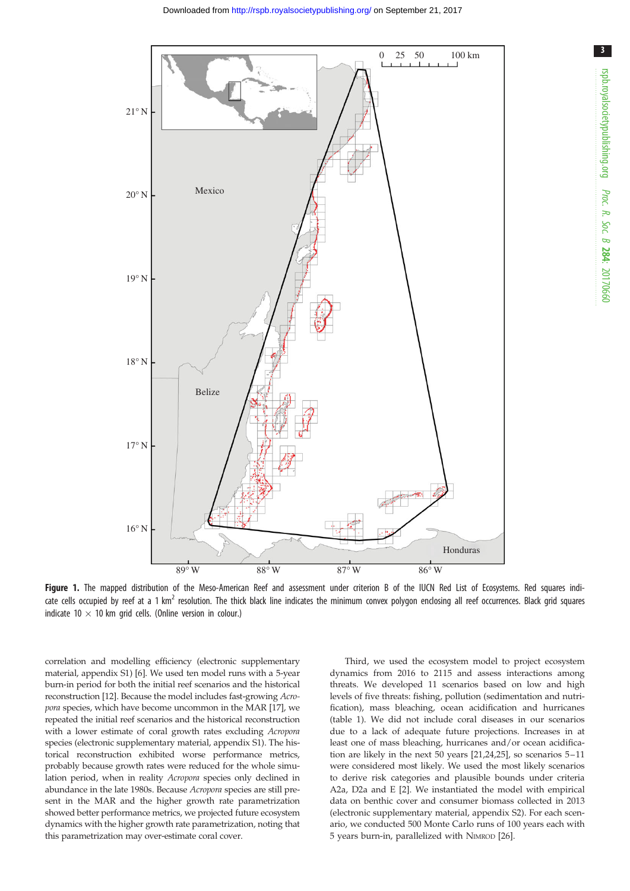**Figure 1.** The mapped distribution of the Meso-American Reef and assessment under criterion B of the IUCN Red List of Ecosystems. Red squares indicate cells occupied by reef at a 1 km$^2$ resolution. The thick black line indicates the minimum convex polygon enclosing all reef occurrences. Black grid squares indicate 10 × 10 km grid cells. (Online version in colour.)

correlation and modelling efficiency (electronic supplementary material, appendix S1) [6]. We used ten model runs with a 5-year burn-in period for both the initial reef scenarios and the historical reconstruction [12]. Because the model includes fast-growing *Acropora* species, which have become uncommon in the MAR [17], we repeated the initial reef scenarios and the historical reconstruction with a lower estimate of coral growth rates excluding *Acropora* species (electronic supplementary material, appendix S1). The historical reconstruction exhibited worse performance metrics, probably because growth rates were reduced for the whole simulation period, when in reality *Acropora* species only declined in abundance in the late 1980s. Because *Acropora* species are still present in the MAR and the higher growth rate parametrization showed better performance metrics, we projected future ecosystem dynamics with the higher growth rate parametrization, noting that this parametrization may over-estimate coral cover.

Third, we used the ecosystem model to project ecosystem dynamics from 2016 to 2115 and assess interactions among threats. We developed 11 scenarios based on low and high levels of five threats: fishing, pollution (sedimentation and nutrification), mass bleaching, ocean acidification and hurricanes (table 1). We did not include coral diseases in our scenarios due to a lack of adequate future projections. Increases in at least one of mass bleaching, hurricanes and/or ocean acidification are likely in the next 50 years [21,24,25], so scenarios 5–11 were considered most likely. We used the most likely scenarios to derive risk categories and plausible bounds under criteria A2a, D2a and E [2]. We instantiated the model with empirical data on benthic cover and consumer biomass collected in 2013 (electronic supplementary material, appendix S2). For each scenario, we conducted 500 Monte Carlo runs of 100 years each with 5 years burn-in, parallelized with NIMROD [26].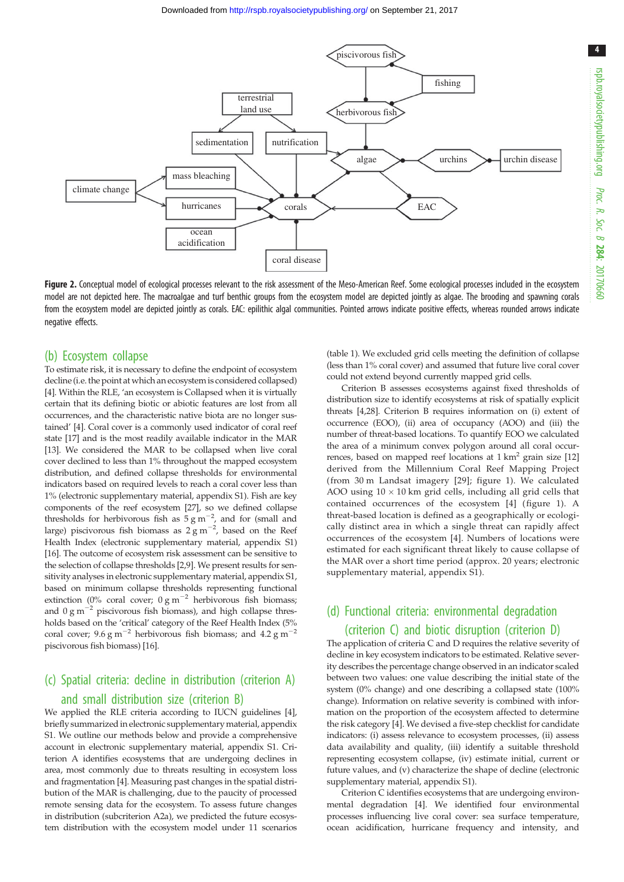Figure 2. Conceptual model of ecological processes relevant to the risk assessment of the Meso-American Reef. Some ecological processes included in the ecosystem model are not depicted here. The macroalgae and turf benthic groups from the ecosystem model are depicted jointly as algae. The brooding and spawning corals from the ecosystem model are depicted jointly as corals. EAC: epilithic algal communities. Pointed arrows indicate positive effects, whereas rounded arrows indicate negative effects.

## (b) Ecosystem collapse

To estimate risk, it is necessary to define the endpoint of ecosystem decline (i.e. the point at which an ecosystem is considered collapsed) [4]. Within the RLE, 'an ecosystem is Collapsed when it is virtually certain that its defining biotic or abiotic features are lost from all occurrences, and the characteristic native biota are no longer sustained' [4]. Coral cover is a commonly used indicator of coral reef state [17] and is the most readily available indicator in the MAR [13]. We considered the MAR to be collapsed when live coral cover declined to less than 1% throughout the mapped ecosystem distribution, and defined collapse thresholds for environmental indicators based on required levels to reach a coral cover less than 1% (electronic supplementary material, appendix S1). Fish are key components of the reef ecosystem [27], so we defined collapse thresholds for herbivorous fish as $5\ \mathrm{g\ m^{-2}}$, and for (small and large) piscivorous fish biomass as $2\ \mathrm{g\ m^{-2}}$, based on the Reef Health Index (electronic supplementary material, appendix S1) [16]. The outcome of ecosystem risk assessment can be sensitive to the selection of collapse thresholds [2,9]. We present results for sensitivity analyses in electronic supplementary material, appendix S1, based on minimum collapse thresholds representing functional extinction (0% coral cover; $0\ \mathrm{g\ m^{-2}}$ herbivorous fish biomass; and $0\ \mathrm{g\ m^{-2}}$ piscivorous fish biomass), and high collapse thresholds based on the 'critical' category of the Reef Health Index (5% coral cover; $9.6\ \mathrm{g\ m^{-2}}$ herbivorous fish biomass; and $4.2\ \mathrm{g\ m^{-2}}$ piscivorous fish biomass) [16].

## (c) Spatial criteria: decline in distribution (criterion A) and small distribution size (criterion B)

We applied the RLE criteria according to IUCN guidelines [4], briefly summarized in electronic supplementary material, appendix S1. We outline our methods below and provide a comprehensive account in electronic supplementary material, appendix S1. Criterion A identifies ecosystems that are undergoing declines in area, most commonly due to threats resulting in ecosystem loss and fragmentation [4]. Measuring past changes in the spatial distribution of the MAR is challenging, due to the paucity of processed remote sensing data for the ecosystem. To assess future changes in distribution (subcriterion A2a), we predicted the future ecosystem distribution with the ecosystem model under 11 scenarios (table 1). We excluded grid cells meeting the definition of collapse (less than 1% coral cover) and assumed that future live coral cover could not extend beyond currently mapped grid cells.

Criterion B assesses ecosystems against fixed thresholds of distribution size to identify ecosystems at risk of spatially explicit threats [4,28]. Criterion B requires information on (i) extent of occurrence (EOO), (ii) area of occupancy (AOO) and (iii) the number of threat-based locations. To quantify EOO we calculated the area of a minimum convex polygon around all coral occurrences, based on mapped reef locations at $1\ \mathrm{km^2}$ grain size [12] derived from the Millennium Coral Reef Mapping Project (from 30 m Landsat imagery [29]; figure 1). We calculated AOO using $10 \times 10$ km grid cells, including all grid cells that contained occurrences of the ecosystem [4] (figure 1). A threat-based location is defined as a geographically or ecologically distinct area in which a single threat can rapidly affect occurrences of the ecosystem [4]. Numbers of locations were estimated for each significant threat likely to cause collapse of the MAR over a short time period (approx. 20 years; electronic supplementary material, appendix S1).

## (d) Functional criteria: environmental degradation (criterion C) and biotic disruption (criterion D)

The application of criteria C and D requires the relative severity of decline in key ecosystem indicators to be estimated. Relative severity describes the percentage change observed in an indicator scaled between two values: one value describing the initial state of the system (0% change) and one describing a collapsed state (100% change). Information on relative severity is combined with information on the proportion of the ecosystem affected to determine the risk category [4]. We devised a five-step checklist for candidate indicators: (i) assess relevance to ecosystem processes, (ii) assess data availability and quality, (iii) identify a suitable threshold representing ecosystem collapse, (iv) estimate initial, current or future values, and (v) characterize the shape of decline (electronic supplementary material, appendix S1).

Criterion C identifies ecosystems that are undergoing environmental degradation [4]. We identified four environmental processes influencing live coral cover: sea surface temperature, ocean acidification, hurricane frequency and intensity, and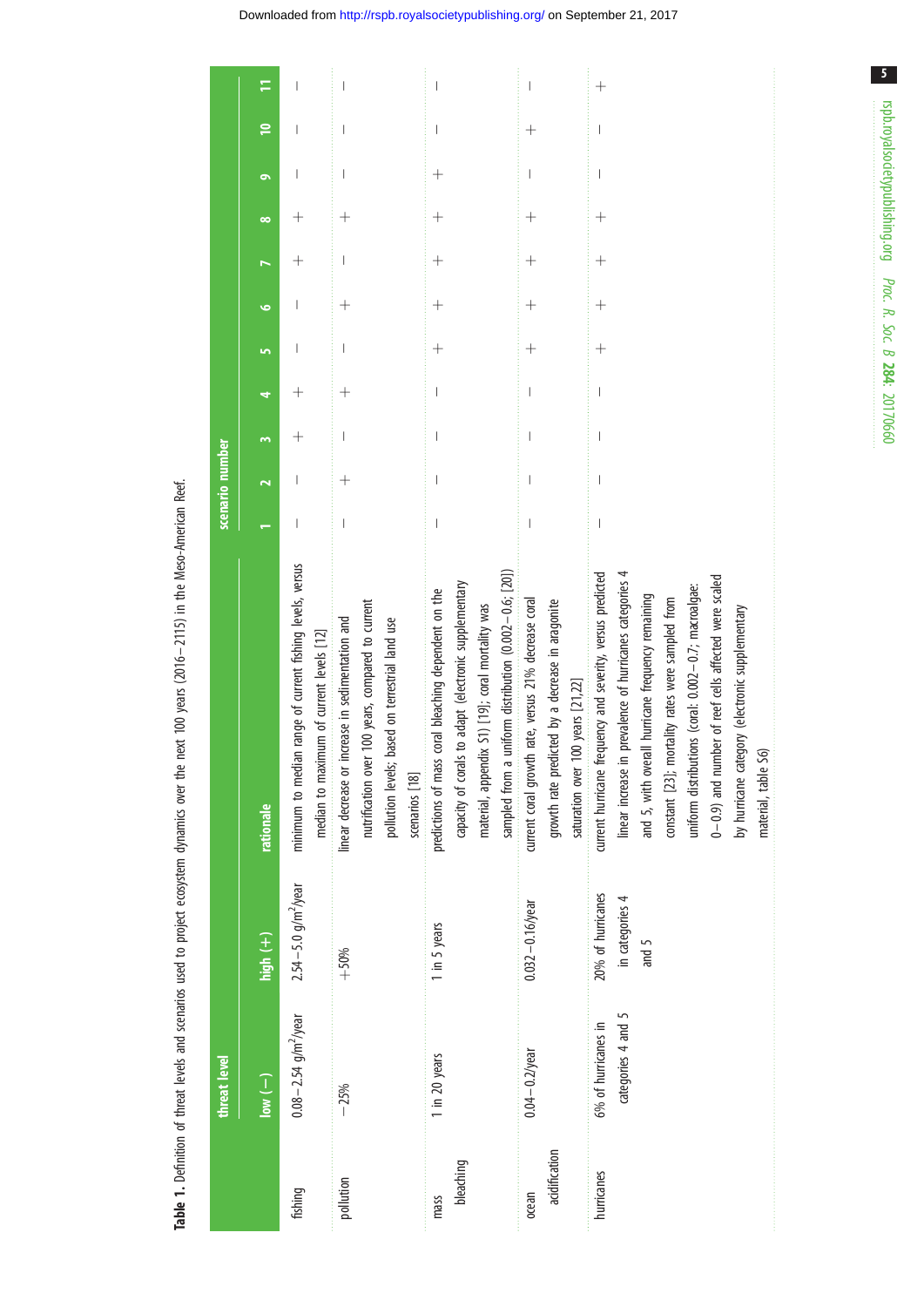**Table 1.** Definition of threat levels and scenarios used to project ecosystem dynamics over the next 100 years (2016–2115) in the Meso-American Reef.

| | threat level | | | scenario number | | | | | | | | | | |
|---|---|---|---|---|---|---|---|---|---|---|---|---|---|---|
| | low (−) | high (+) | rationale | 1 | 2 | 3 | 4 | 5 | 6 | 7 | 8 | 9 | 10 | 11 |
| fishing | 0.08–2.54 g/m$^2$/year | 2.54–5.0 g/m$^2$/year | minimum to median range of current fishing levels, versus median to maximum of current levels [12] | − | − | + | + | − | − | + | + | − | − | − |
| pollution | −25% | +50% | linear decrease or increase in sedimentation and nutrification over 100 years, compared to current pollution levels; based on terrestrial land use scenarios [18] | − | + | − | + | − | + | − | + | − | − | − |
| mass bleaching | 1 in 20 years | 1 in 5 years | predictions of mass coral bleaching dependent on the capacity of corals to adapt (electronic supplementary material, appendix S1) [19]; coral mortality was sampled from a uniform distribution (0.002–0.6; [20]) | − | − | − | − | + | + | + | + | + | − | − |
| ocean acidification | 0.04–0.2/year | 0.032–0.16/year | current coral growth rate, versus 21% decrease coral growth rate predicted by a decrease in aragonite saturation over 100 years [21,22] | − | − | − | − | + | + | + | + | − | + | − |
| hurricanes | 6% of hurricanes in categories 4 and 5 | 20% of hurricanes in categories 4 and 5 | current hurricane frequency and severity, versus predicted linear increase in prevalence of hurricanes categories 4 and 5, with overall hurricane frequency remaining constant [23]; mortality rates were sampled from uniform distributions (coral: 0.002–0.7; macroalgae: 0–0.9) and number of reef cells affected were scaled by hurricane category (electronic supplementary material, table S6) | − | − | − | − | + | + | + | + | − | − | + |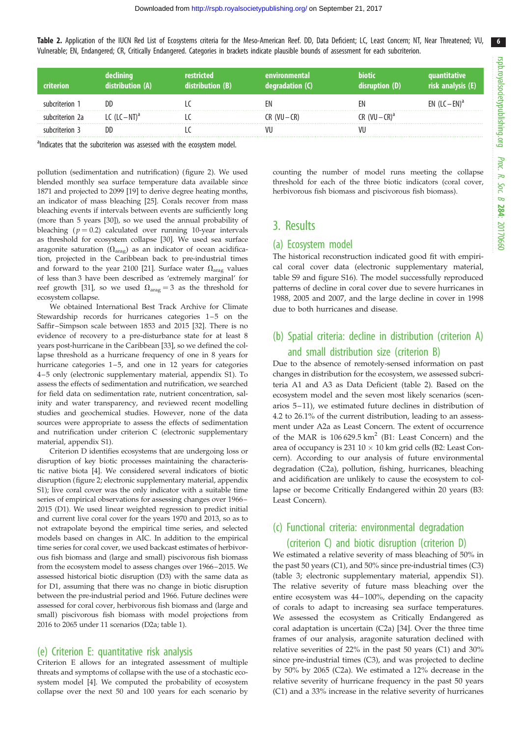**Table 2.** Application of the IUCN Red List of Ecosystems criteria for the Meso-American Reef. DD, Data Deficient; LC, Least Concern; NT, Near Threatened; VU, Vulnerable; EN, Endangered; CR, Critically Endangered. Categories in brackets indicate plausible bounds of assessment for each subcriterion.

| criterion | declining distribution (A) | restricted distribution (B) | environmental degradation (C) | biotic disruption (D) | quantitative risk analysis (E) |
|---|---|---|---|---|---|
| subcriterion 1 | DD | LC | EN | EN | EN (LC–EN)[a] |
| subcriterion 2a | LC (LC–NT)[a] | LC | CR (VU–CR) | CR (VU–CR)[a] | |
| subcriterion 3 | DD | LC | VU | VU | |

[a]Indicates that the subcriterion was assessed with the ecosystem model.

pollution (sedimentation and nutrification) (figure 2). We used blended monthly sea surface temperature data available since 1871 and projected to 2099 [19] to derive degree heating months, an indicator of mass bleaching [25]. Corals recover from mass bleaching events if intervals between events are sufficiently long (more than 5 years [30]), so we used the annual probability of bleaching ($p = 0.2$) calculated over running 10-year intervals as threshold for ecosystem collapse [30]. We used sea surface aragonite saturation ($\Omega_{arag}$) as an indicator of ocean acidification, projected in the Caribbean back to pre-industrial times and forward to the year 2100 [21]. Surface water $\Omega_{arag}$ values of less than 3 have been described as 'extremely marginal' for reef growth [31], so we used $\Omega_{arag} = 3$ as the threshold for ecosystem collapse.

We obtained International Best Track Archive for Climate Stewardship records for hurricanes categories 1–5 on the Saffir–Simpson scale between 1853 and 2015 [32]. There is no evidence of recovery to a pre-disturbance state for at least 8 years post-hurricane in the Caribbean [33], so we defined the collapse threshold as a hurricane frequency of one in 8 years for hurricane categories 1–5, and one in 12 years for categories 4–5 only (electronic supplementary material, appendix S1). To assess the effects of sedimentation and nutrification, we searched for field data on sedimentation rate, nutrient concentration, salinity and water transparency, and reviewed recent modelling studies and geochemical studies. However, none of the data sources were appropriate to assess the effects of sedimentation and nutrification under criterion C (electronic supplementary material, appendix S1).

Criterion D identifies ecosystems that are undergoing loss or disruption of key biotic processes maintaining the characteristic native biota [4]. We considered several indicators of biotic disruption (figure 2; electronic supplementary material, appendix S1); live coral cover was the only indicator with a suitable time series of empirical observations for assessing changes over 1966–2015 (D1). We used linear weighted regression to predict initial and current live coral cover for the years 1970 and 2013, so as to not extrapolate beyond the empirical time series, and selected models based on changes in AIC. In addition to the empirical time series for coral cover, we used backcast estimates of herbivorous fish biomass and (large and small) piscivorous fish biomass from the ecosystem model to assess changes over 1966–2015. We assessed historical biotic disruption (D3) with the same data as for D1, assuming that there was no change in biotic disruption between the pre-industrial period and 1966. Future declines were assessed for coral cover, herbivorous fish biomass and (large and small) piscivorous fish biomass with model projections from 2016 to 2065 under 11 scenarios (D2a; table 1).

### (e) Criterion E: quantitative risk analysis

Criterion E allows for an integrated assessment of multiple threats and symptoms of collapse with the use of a stochastic ecosystem model [4]. We computed the probability of ecosystem collapse over the next 50 and 100 years for each scenario by counting the number of model runs meeting the collapse threshold for each of the three biotic indicators (coral cover, herbivorous fish biomass and piscivorous fish biomass).

## 3. Results

### (a) Ecosystem model

The historical reconstruction indicated good fit with empirical coral cover data (electronic supplementary material, table S9 and figure S16). The model successfully reproduced patterns of decline in coral cover due to severe hurricanes in 1988, 2005 and 2007, and the large decline in cover in 1998 due to both hurricanes and disease.

### (b) Spatial criteria: decline in distribution (criterion A) and small distribution size (criterion B)

Due to the absence of remotely-sensed information on past changes in distribution for the ecosystem, we assessed subcriteria A1 and A3 as Data Deficient (table 2). Based on the ecosystem model and the seven most likely scenarios (scenarios 5–11), we estimated future declines in distribution of 4.2 to 26.1% of the current distribution, leading to an assessment under A2a as Least Concern. The extent of occurrence of the MAR is 106 629.5 km$^2$ (B1: Least Concern) and the area of occupancy is 231 10 × 10 km grid cells (B2: Least Concern). According to our analysis of future environmental degradation (C2a), pollution, fishing, hurricanes, bleaching and acidification are unlikely to cause the ecosystem to collapse or become Critically Endangered within 20 years (B3: Least Concern).

### (c) Functional criteria: environmental degradation (criterion C) and biotic disruption (criterion D)

We estimated a relative severity of mass bleaching of 50% in the past 50 years (C1), and 50% since pre-industrial times (C3) (table 3; electronic supplementary material, appendix S1). The relative severity of future mass bleaching over the entire ecosystem was 44–100%, depending on the capacity of corals to adapt to increasing sea surface temperatures. We assessed the ecosystem as Critically Endangered as coral adaptation is uncertain (C2a) [34]. Over the three time frames of our analysis, aragonite saturation declined with relative severities of 22% in the past 50 years (C1) and 30% since pre-industrial times (C3), and was projected to decline by 50% by 2065 (C2a). We estimated a 12% decrease in the relative severity of hurricane frequency in the past 50 years (C1) and a 33% increase in the relative severity of hurricanes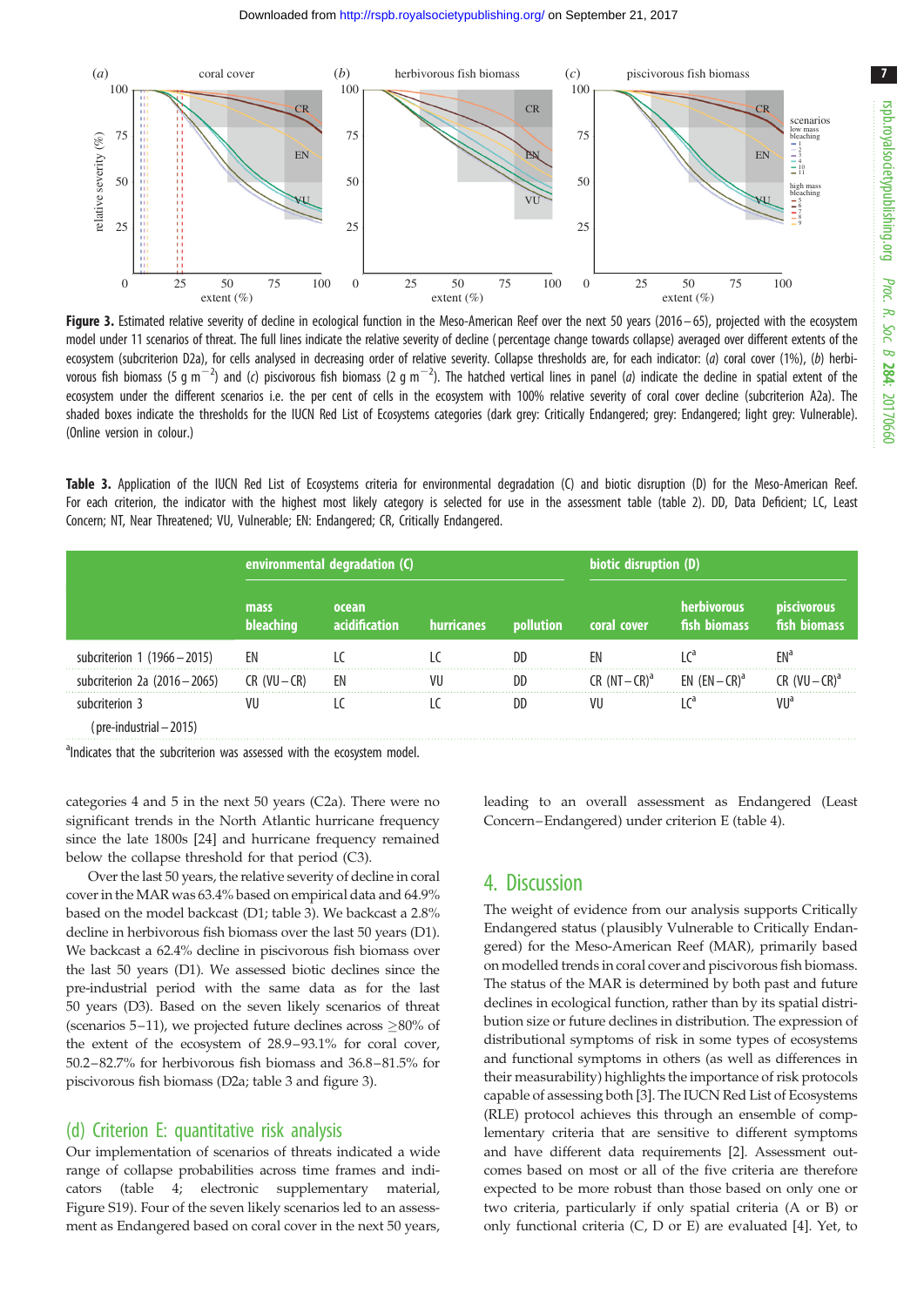**Figure 3.** Estimated relative severity of decline in ecological function in the Meso-American Reef over the next 50 years (2016–65), projected with the ecosystem model under 11 scenarios of threat. The full lines indicate the relative severity of decline (percentage change towards collapse) averaged over different extents of the ecosystem (subcriterion D2a), for cells analysed in decreasing order of relative severity. Collapse thresholds are, for each indicator: (*a*) coral cover (1%), (*b*) herbivorous fish biomass (5 g m$^{-2}$) and (*c*) piscivorous fish biomass (2 g m$^{-2}$). The hatched vertical lines in panel (*a*) indicate the decline in spatial extent of the ecosystem under the different scenarios i.e. the per cent of cells in the ecosystem with 100% relative severity of coral cover decline (subcriterion A2a). The shaded boxes indicate the thresholds for the IUCN Red List of Ecosystems categories (dark grey: Critically Endangered; grey: Endangered; light grey: Vulnerable). (Online version in colour.)

**Table 3.** Application of the IUCN Red List of Ecosystems criteria for environmental degradation (C) and biotic disruption (D) for the Meso-American Reef. For each criterion, the indicator with the highest most likely category is selected for use in the assessment table (table 2). DD, Data Deficient; LC, Least Concern; NT, Near Threatened; VU, Vulnerable; EN: Endangered; CR, Critically Endangered.

| | environmental degradation (C) | | | | biotic disruption (D) | | |
|---|---|---|---|---|---|---|---|
| | mass bleaching | ocean acidification | hurricanes | pollution | coral cover | herbivorous fish biomass | piscivorous fish biomass |
| subcriterion 1 (1966–2015) | EN | LC | LC | DD | EN | LC[a] | EN[a] |
| subcriterion 2a (2016–2065) | CR (VU–CR) | EN | VU | DD | CR (NT–CR)[a] | EN (EN–CR)[a] | CR (VU–CR)[a] |
| subcriterion 3 (pre-industrial–2015) | VU | LC | LC | DD | VU | LC[a] | VU[a] |

[a]Indicates that the subcriterion was assessed with the ecosystem model.

categories 4 and 5 in the next 50 years (C2a). There were no significant trends in the North Atlantic hurricane frequency since the late 1800s [24] and hurricane frequency remained below the collapse threshold for that period (C3).

Over the last 50 years, the relative severity of decline in coral cover in the MAR was 63.4% based on empirical data and 64.9% based on the model backcast (D1; table 3). We backcast a 2.8% decline in herbivorous fish biomass over the last 50 years (D1). We backcast a 62.4% decline in piscivorous fish biomass over the last 50 years (D1). We assessed biotic declines since the pre-industrial period with the same data as for the last 50 years (D3). Based on the seven likely scenarios of threat (scenarios 5–11), we projected future declines across ≥80% of the extent of the ecosystem of 28.9–93.1% for coral cover, 50.2–82.7% for herbivorous fish biomass and 36.8–81.5% for piscivorous fish biomass (D2a; table 3 and figure 3).

### (d) Criterion E: quantitative risk analysis

Our implementation of scenarios of threats indicated a wide range of collapse probabilities across time frames and indicators (table 4; electronic supplementary material, Figure S19). Four of the seven likely scenarios led to an assessment as Endangered based on coral cover in the next 50 years, leading to an overall assessment as Endangered (Least Concern–Endangered) under criterion E (table 4).

## 4. Discussion

The weight of evidence from our analysis supports Critically Endangered status (plausibly Vulnerable to Critically Endangered) for the Meso-American Reef (MAR), primarily based on modelled trends in coral cover and piscivorous fish biomass. The status of the MAR is determined by both past and future declines in ecological function, rather than by its spatial distribution size or future declines in distribution. The expression of distributional symptoms of risk in some types of ecosystems and functional symptoms in others (as well as differences in their measurability) highlights the importance of risk protocols capable of assessing both [3]. The IUCN Red List of Ecosystems (RLE) protocol achieves this through an ensemble of complementary criteria that are sensitive to different symptoms and have different data requirements [2]. Assessment outcomes based on most or all of the five criteria are therefore expected to be more robust than those based on only one or two criteria, particularly if only spatial criteria (A or B) or only functional criteria (C, D or E) are evaluated [4]. Yet, to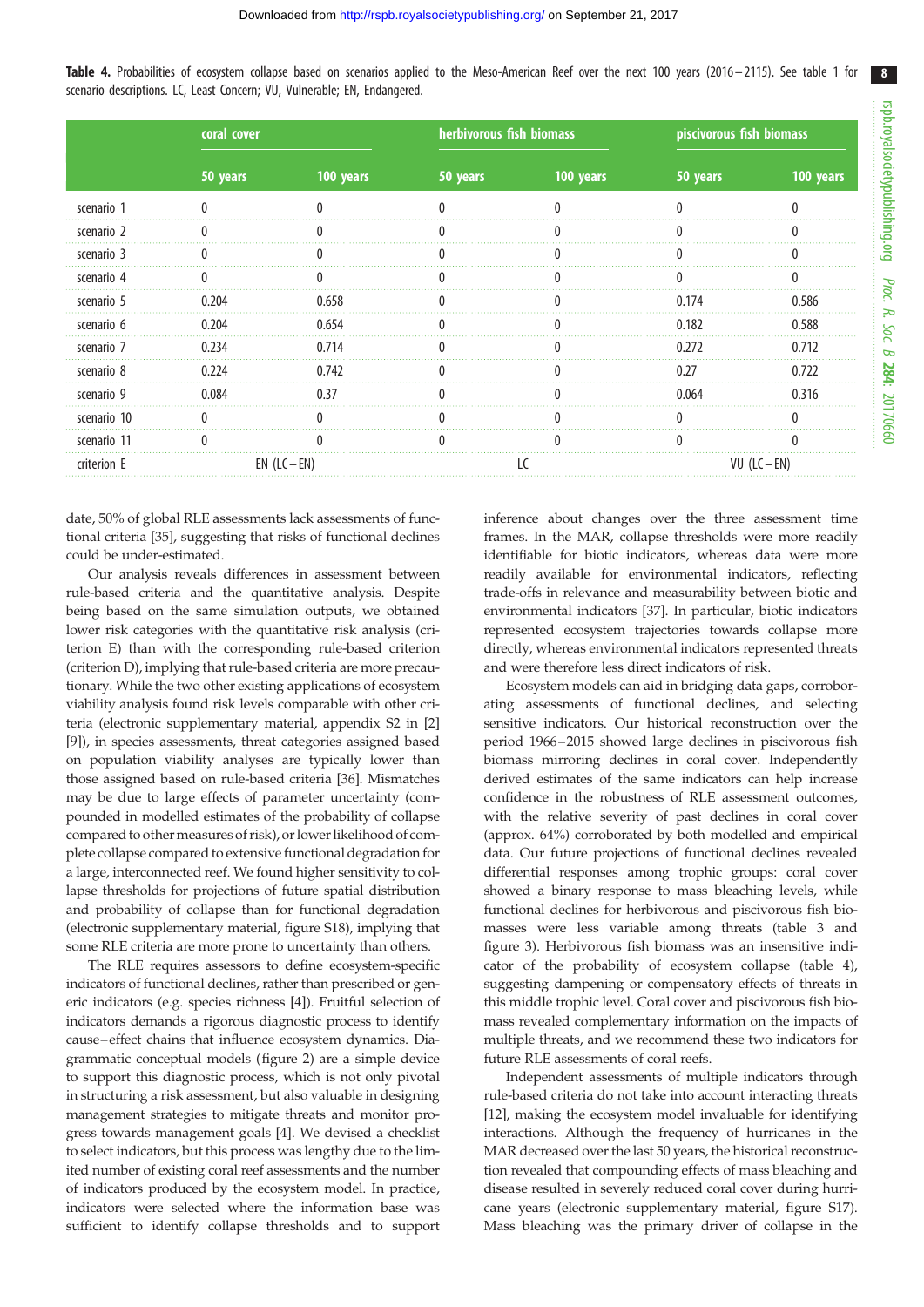**Table 4.** Probabilities of ecosystem collapse based on scenarios applied to the Meso-American Reef over the next 100 years (2016–2115). See table 1 for scenario descriptions. LC, Least Concern; VU, Vulnerable; EN, Endangered.

| | coral cover | | herbivorous fish biomass | | piscivorous fish biomass | |
|---|---|---|---|---|---|---|
| | 50 years | 100 years | 50 years | 100 years | 50 years | 100 years |
| scenario 1 | 0 | 0 | 0 | 0 | 0 | 0 |
| scenario 2 | 0 | 0 | 0 | 0 | 0 | 0 |
| scenario 3 | 0 | 0 | 0 | 0 | 0 | 0 |
| scenario 4 | 0 | 0 | 0 | 0 | 0 | 0 |
| scenario 5 | 0.204 | 0.658 | 0 | 0 | 0.174 | 0.586 |
| scenario 6 | 0.204 | 0.654 | 0 | 0 | 0.182 | 0.588 |
| scenario 7 | 0.234 | 0.714 | 0 | 0 | 0.272 | 0.712 |
| scenario 8 | 0.224 | 0.742 | 0 | 0 | 0.27 | 0.722 |
| scenario 9 | 0.084 | 0.37 | 0 | 0 | 0.064 | 0.316 |
| scenario 10 | 0 | 0 | 0 | 0 | 0 | 0 |
| scenario 11 | 0 | 0 | 0 | 0 | 0 | 0 |
| criterion E | EN (LC–EN) | | LC | | VU (LC–EN) | |

date, 50% of global RLE assessments lack assessments of functional criteria [35], suggesting that risks of functional declines could be under-estimated.

Our analysis reveals differences in assessment between rule-based criteria and the quantitative analysis. Despite being based on the same simulation outputs, we obtained lower risk categories with the quantitative risk analysis (criterion E) than with the corresponding rule-based criterion (criterion D), implying that rule-based criteria are more precautionary. While the two other existing applications of ecosystem viability analysis found risk levels comparable with other criteria (electronic supplementary material, appendix S2 in [2] [9]), in species assessments, threat categories assigned based on population viability analyses are typically lower than those assigned based on rule-based criteria [36]. Mismatches may be due to large effects of parameter uncertainty (compounded in modelled estimates of the probability of collapse compared to other measures of risk), or lower likelihood of complete collapse compared to extensive functional degradation for a large, interconnected reef. We found higher sensitivity to collapse thresholds for projections of future spatial distribution and probability of collapse than for functional degradation (electronic supplementary material, figure S18), implying that some RLE criteria are more prone to uncertainty than others.

The RLE requires assessors to define ecosystem-specific indicators of functional declines, rather than prescribed or generic indicators (e.g. species richness [4]). Fruitful selection of indicators demands a rigorous diagnostic process to identify cause–effect chains that influence ecosystem dynamics. Diagrammatic conceptual models (figure 2) are a simple device to support this diagnostic process, which is not only pivotal in structuring a risk assessment, but also valuable in designing management strategies to mitigate threats and monitor progress towards management goals [4]. We devised a checklist to select indicators, but this process was lengthy due to the limited number of existing coral reef assessments and the number of indicators produced by the ecosystem model. In practice, indicators were selected where the information base was sufficient to identify collapse thresholds and to support inference about changes over the three assessment time frames. In the MAR, collapse thresholds were more readily identifiable for biotic indicators, whereas data were more readily available for environmental indicators, reflecting trade-offs in relevance and measurability between biotic and environmental indicators [37]. In particular, biotic indicators represented ecosystem trajectories towards collapse more directly, whereas environmental indicators represented threats and were therefore less direct indicators of risk.

Ecosystem models can aid in bridging data gaps, corroborating assessments of functional declines, and selecting sensitive indicators. Our historical reconstruction over the period 1966–2015 showed large declines in piscivorous fish biomass mirroring declines in coral cover. Independently derived estimates of the same indicators can help increase confidence in the robustness of RLE assessment outcomes, with the relative severity of past declines in coral cover (approx. 64%) corroborated by both modelled and empirical data. Our future projections of functional declines revealed differential responses among trophic groups: coral cover showed a binary response to mass bleaching levels, while functional declines for herbivorous and piscivorous fish biomasses were less variable among threats (table 3 and figure 3). Herbivorous fish biomass was an insensitive indicator of the probability of ecosystem collapse (table 4), suggesting dampening or compensatory effects of threats in this middle trophic level. Coral cover and piscivorous fish biomass revealed complementary information on the impacts of multiple threats, and we recommend these two indicators for future RLE assessments of coral reefs.

Independent assessments of multiple indicators through rule-based criteria do not take into account interacting threats [12], making the ecosystem model invaluable for identifying interactions. Although the frequency of hurricanes in the MAR decreased over the last 50 years, the historical reconstruction revealed that compounding effects of mass bleaching and disease resulted in severely reduced coral cover during hurricane years (electronic supplementary material, figure S17). Mass bleaching was the primary driver of collapse in the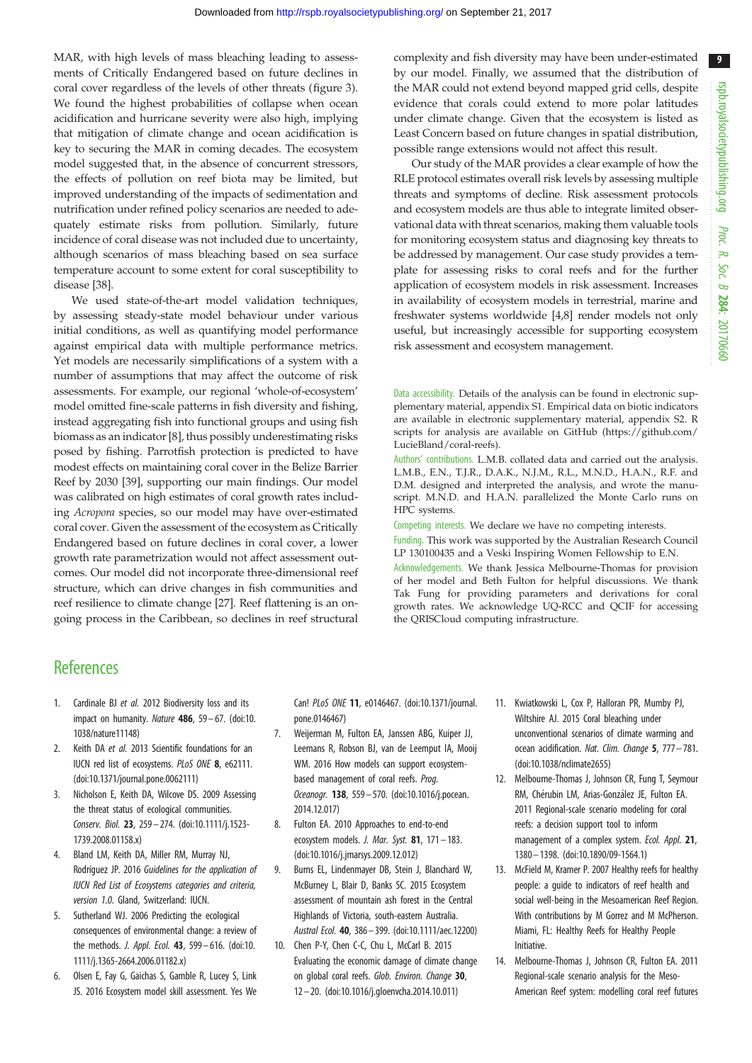MAR, with high levels of mass bleaching leading to assessments of Critically Endangered based on future declines in coral cover regardless of the levels of other threats (figure 3). We found the highest probabilities of collapse when ocean acidification and hurricane severity were also high, implying that mitigation of climate change and ocean acidification is key to securing the MAR in coming decades. The ecosystem model suggested that, in the absence of concurrent stressors, the effects of pollution on reef biota may be limited, but improved understanding of the impacts of sedimentation and nutrification under refined policy scenarios are needed to adequately estimate risks from pollution. Similarly, future incidence of coral disease was not included due to uncertainty, although scenarios of mass bleaching based on sea surface temperature account to some extent for coral susceptibility to disease [38].

We used state-of-the-art model validation techniques, by assessing steady-state model behaviour under various initial conditions, as well as quantifying model performance against empirical data with multiple performance metrics. Yet models are necessarily simplifications of a system with a number of assumptions that may affect the outcome of risk assessments. For example, our regional 'whole-of-ecosystem' model omitted fine-scale patterns in fish diversity and fishing, instead aggregating fish into functional groups and using fish biomass as an indicator [8], thus possibly underestimating risks posed by fishing. Parrotfish protection is predicted to have modest effects on maintaining coral cover in the Belize Barrier Reef by 2030 [39], supporting our main findings. Our model was calibrated on high estimates of coral growth rates including *Acropora* species, so our model may have over-estimated coral cover. Given the assessment of the ecosystem as Critically Endangered based on future declines in coral cover, a lower growth rate parametrization would not affect assessment outcomes. Our model did not incorporate three-dimensional reef structure, which can drive changes in fish communities and reef resilience to climate change [27]. Reef flattening is an ongoing process in the Caribbean, so declines in reef structural complexity and fish diversity may have been under-estimated by our model. Finally, we assumed that the distribution of the MAR could not extend beyond mapped grid cells, despite evidence that corals could extend to more polar latitudes under climate change. Given that the ecosystem is listed as Least Concern based on future changes in spatial distribution, possible range extensions would not affect this result.

Our study of the MAR provides a clear example of how the RLE protocol estimates overall risk levels by assessing multiple threats and symptoms of decline. Risk assessment protocols and ecosystem models are thus able to integrate limited observational data with threat scenarios, making them valuable tools for monitoring ecosystem status and diagnosing key threats to be addressed by management. Our case study provides a template for assessing risks to coral reefs and for the further application of ecosystem models in risk assessment. Increases in availability of ecosystem models in terrestrial, marine and freshwater systems worldwide [4,8] render models not only useful, but increasingly accessible for supporting ecosystem risk assessment and ecosystem management.

Data accessibility. Details of the analysis can be found in electronic supplementary material, appendix S1. Empirical data on biotic indicators are available in electronic supplementary material, appendix S2. R scripts for analysis are available on GitHub (https://github.com/LucieBland/coral-reefs).

Authors' contributions. L.M.B. collated data and carried out the analysis. L.M.B., E.N., T.J.R., D.A.K., N.J.M., R.L., M.N.D., H.A.N., R.F. and D.M. designed and interpreted the analysis, and wrote the manuscript. M.N.D. and H.A.N. parallelized the Monte Carlo runs on HPC systems.

Competing interests. We declare we have no competing interests.

Funding. This work was supported by the Australian Research Council LP 130100435 and a Veski Inspiring Women Fellowship to E.N.

Acknowledgements. We thank Jessica Melbourne-Thomas for provision of her model and Beth Fulton for helpful discussions. We thank Tak Fung for providing parameters and derivations for coral growth rates. We acknowledge UQ-RCC and QCIF for accessing the QRISCloud computing infrastructure.

## References

1. Cardinale BJ *et al.* 2012 Biodiversity loss and its impact on humanity. *Nature* **486**, 59–67. (doi:10.1038/nature11148)
2. Keith DA *et al.* 2013 Scientific foundations for an IUCN red list of ecosystems. *PLoS ONE* **8**, e62111. (doi:10.1371/journal.pone.0062111)
3. Nicholson E, Keith DA, Wilcove DS. 2009 Assessing the threat status of ecological communities. *Conserv. Biol.* **23**, 259–274. (doi:10.1111/j.1523-1739.2008.01158.x)
4. Bland LM, Keith DA, Miller RM, Murray NJ, Rodríguez JP. 2016 *Guidelines for the application of IUCN Red List of Ecosystems categories and criteria, version 1.0.* Gland, Switzerland: IUCN.
5. Sutherland WJ. 2006 Predicting the ecological consequences of environmental change: a review of the methods. *J. Appl. Ecol.* **43**, 599–616. (doi:10.1111/j.1365-2664.2006.01182.x)
6. Olsen E, Fay G, Gaichas S, Gamble R, Lucey S, Link JS. 2016 Ecosystem model skill assessment. Yes We Can! *PLoS ONE* **11**, e0146467. (doi:10.1371/journal.pone.0146467)
7. Weijerman M, Fulton EA, Janssen ABG, Kuiper JJ, Leemans R, Robson BJ, van de Leemput IA, Mooij WM. 2016 How models can support ecosystem-based management of coral reefs. *Prog. Oceanogr.* **138**, 559–570. (doi:10.1016/j.pocean.2014.12.017)
8. Fulton EA. 2010 Approaches to end-to-end ecosystem models. *J. Mar. Syst.* **81**, 171–183. (doi:10.1016/j.jmarsys.2009.12.012)
9. Burns EL, Lindenmayer DB, Stein J, Blanchard W, McBurney L, Blair D, Banks SC. 2015 Ecosystem assessment of mountain ash forest in the Central Highlands of Victoria, south-eastern Australia. *Austral Ecol.* **40**, 386–399. (doi:10.1111/aec.12200)
10. Chen P-Y, Chen C-C, Chu L, McCarl B. 2015 Evaluating the economic damage of climate change on global coral reefs. *Glob. Environ. Change* **30**, 12–20. (doi:10.1016/j.gloenvcha.2014.10.011)
11. Kwiatkowski L, Cox P, Halloran PR, Mumby PJ, Wiltshire AJ. 2015 Coral bleaching under unconventional scenarios of climate warming and ocean acidification. *Nat. Clim. Change* **5**, 777–781. (doi:10.1038/nclimate2655)
12. Melbourne-Thomas J, Johnson CR, Fung T, Seymour RM, Chérubin LM, Arias-González JE, Fulton EA. 2011 Regional-scale scenario modeling for coral reefs: a decision support tool to inform management of a complex system. *Ecol. Appl.* **21**, 1380–1398. (doi:10.1890/09-1564.1)
13. McField M, Kramer P. 2007 Healthy reefs for healthy people: a guide to indicators of reef health and social well-being in the Mesoamerican Reef Region. With contributions by M Gorrez and M McPherson. Miami, FL: Healthy Reefs for Healthy People Initiative.
14. Melbourne-Thomas J, Johnson CR, Fulton EA. 2011 Regional-scale scenario analysis for the Meso-American Reef system: modelling coral reef futures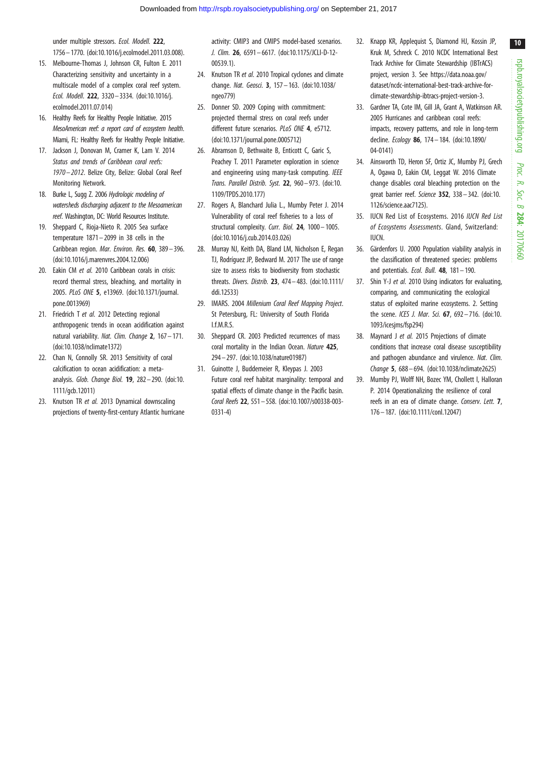under multiple stressors. *Ecol. Modell.* **222**, 1756–1770. (doi:10.1016/j.ecolmodel.2011.03.008).

15. Melbourne-Thomas J, Johnson CR, Fulton E. 2011 Characterizing sensitivity and uncertainty in a multiscale model of a complex coral reef system. *Ecol. Modell.* **222**, 3320–3334. (doi:10.1016/j.ecolmodel.2011.07.014)
16. Healthy Reefs for Healthy People Initiative. 2015 *MesoAmerican reef: a report card of ecosystem health*. Miami, FL: Healthy Reefs for Healthy People Initiative.
17. Jackson J, Donovan M, Cramer K, Lam V. 2014 *Status and trends of Caribbean coral reefs: 1970–2012*. Belize City, Belize: Global Coral Reef Monitoring Network.
18. Burke L, Sugg Z. 2006 *Hydrologic modeling of watersheds discharging adjacent to the Mesoamerican reef*. Washington, DC: World Resources Institute.
19. Sheppard C, Rioja-Nieto R. 2005 Sea surface temperature 1871–2099 in 38 cells in the Caribbean region. *Mar. Environ. Res.* **60**, 389–396. (doi:10.1016/j.marenvres.2004.12.006)
20. Eakin CM *et al.* 2010 Caribbean corals in crisis: record thermal stress, bleaching, and mortality in 2005. *PLoS ONE* **5**, e13969. (doi:10.1371/journal.pone.0013969)
21. Friedrich T *et al.* 2012 Detecting regional anthropogenic trends in ocean acidification against natural variability. *Nat. Clim. Change* **2**, 167–171. (doi:10.1038/nclimate1372)
22. Chan N, Connolly SR. 2013 Sensitivity of coral calcification to ocean acidification: a meta-analysis. *Glob. Change Biol.* **19**, 282–290. (doi:10.1111/gcb.12011)
23. Knutson TR *et al.* 2013 Dynamical downscaling projections of twenty-first-century Atlantic hurricane activity: CMIP3 and CMIP5 model-based scenarios. *J. Clim.* **26**, 6591–6617. (doi:10.1175/JCLI-D-12-00539.1).
24. Knutson TR *et al.* 2010 Tropical cyclones and climate change. *Nat. Geosci.* **3**, 157–163. (doi:10.1038/ngeo779)
25. Donner SD. 2009 Coping with commitment: projected thermal stress on coral reefs under different future scenarios. *PLoS ONE* **4**, e5712. (doi:10.1371/journal.pone.0005712)
26. Abramson D, Bethwaite B, Enticott C, Garic S, Peachey T. 2011 Parameter exploration in science and engineering using many-task computing. *IEEE Trans. Parallel Distrib. Syst.* **22**, 960–973. (doi:10.1109/TPDS.2010.177)
27. Rogers A, Blanchard Julia L., Mumby Peter J. 2014 Vulnerability of coral reef fisheries to a loss of structural complexity. *Curr. Biol.* **24**, 1000–1005. (doi:10.1016/j.cub.2014.03.026)
28. Murray NJ, Keith DA, Bland LM, Nicholson E, Regan TJ, Rodríguez JP, Bedward M. 2017 The use of range size to assess risks to biodiversity from stochastic threats. *Divers. Distrib.* **23**, 474–483. (doi:10.1111/ddi.12533)
29. IMARS. 2004 *Millenium Coral Reef Mapping Project*. St Petersburg, FL: University of South Florida I.f.M.R.S.
30. Sheppard CR. 2003 Predicted recurrences of mass coral mortality in the Indian Ocean. *Nature* **425**, 294–297. (doi:10.1038/nature01987)
31. Guinotte J, Buddemeier R, Kleypas J. 2003 Future coral reef habitat marginality: temporal and spatial effects of climate change in the Pacific basin. *Coral Reefs* **22**, 551–558. (doi:10.1007/s00338-003-0331-4)
32. Knapp KR, Applequist S, Diamond HJ, Kossin JP, Kruk M, Schreck C. 2010 NCDC International Best Track Archive for Climate Stewardship (IBTrACS) project, version 3. See https://data.noaa.gov/dataset/ncdc-international-best-track-archive-for-climate-stewardship-ibtracs-project-version-3.
33. Gardner TA, Cote IM, Gill JA, Grant A, Watkinson AR. 2005 Hurricanes and caribbean coral reefs: impacts, recovery patterns, and role in long-term decline. *Ecology* **86**, 174–184. (doi:10.1890/04-0141)
34. Ainsworth TD, Heron SF, Ortiz JC, Mumby PJ, Grech A, Ogawa D, Eakin CM, Leggat W. 2016 Climate change disables coral bleaching protection on the great barrier reef. *Science* **352**, 338–342. (doi:10.1126/science.aac7125).
35. IUCN Red List of Ecosystems. 2016 *IUCN Red List of Ecosystems Assessments*. Gland, Switzerland: IUCN.
36. Gärdenfors U. 2000 Population viability analysis in the classification of threatened species: problems and potentials. *Ecol. Bull.* **48**, 181–190.
37. Shin Y-J *et al.* 2010 Using indicators for evaluating, comparing, and communicating the ecological status of exploited marine ecosystems. 2. Setting the scene. *ICES J. Mar. Sci.* **67**, 692–716. (doi:10.1093/icesjms/fsp294)
38. Maynard J *et al.* 2015 Projections of climate conditions that increase coral disease susceptibility and pathogen abundance and virulence. *Nat. Clim. Change* **5**, 688–694. (doi:10.1038/nclimate2625)
39. Mumby PJ, Wolff NH, Bozec YM, Chollett I, Halloran P. 2014 Operationalizing the resilience of coral reefs in an era of climate change. *Conserv. Lett.* **7**, 176–187. (doi:10.1111/conl.12047)